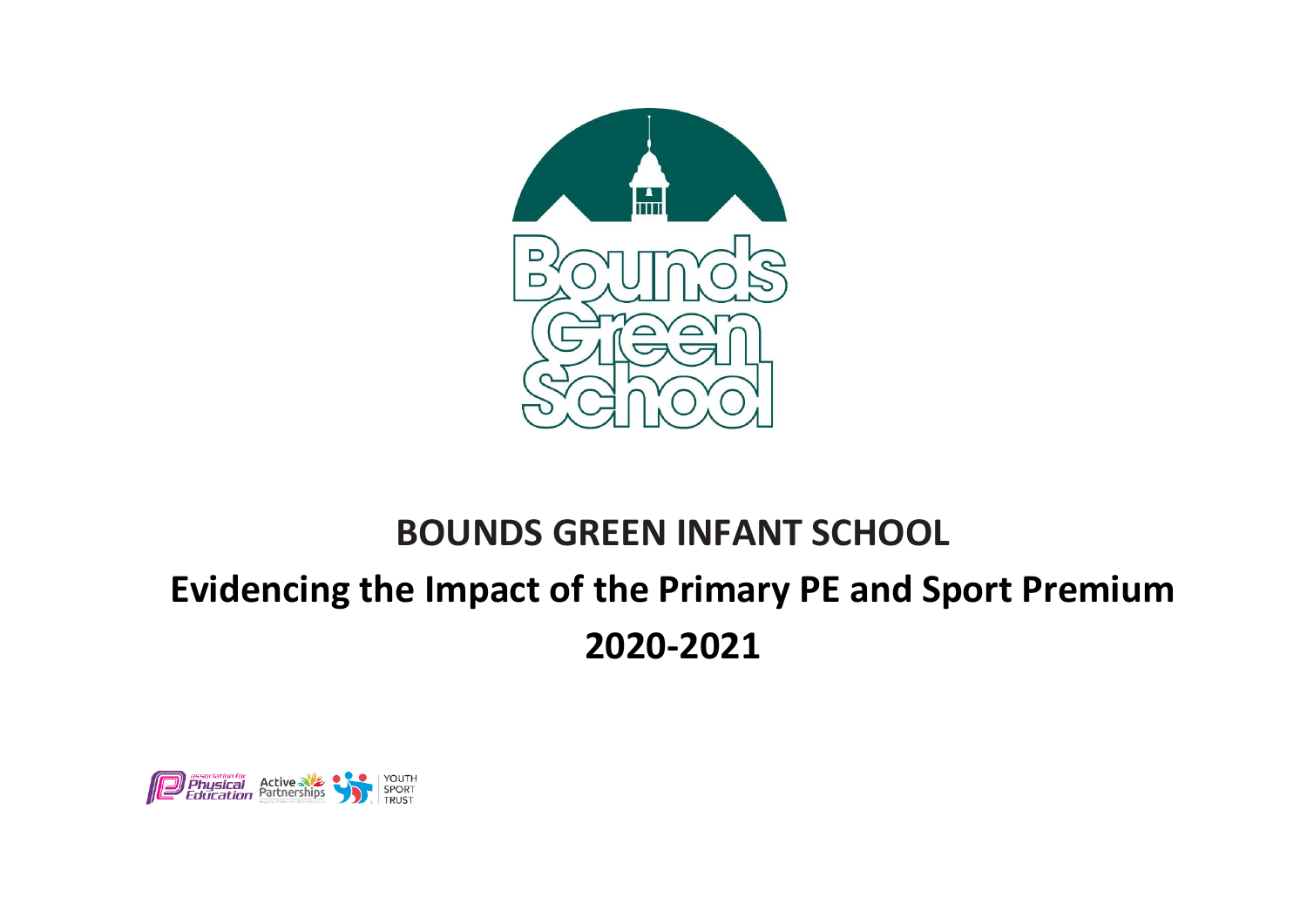# BOUNDS GREEN INFANT SCHOOL

## Evidencing the Impact of the Primary PE and Sport Premium

## 2020-2021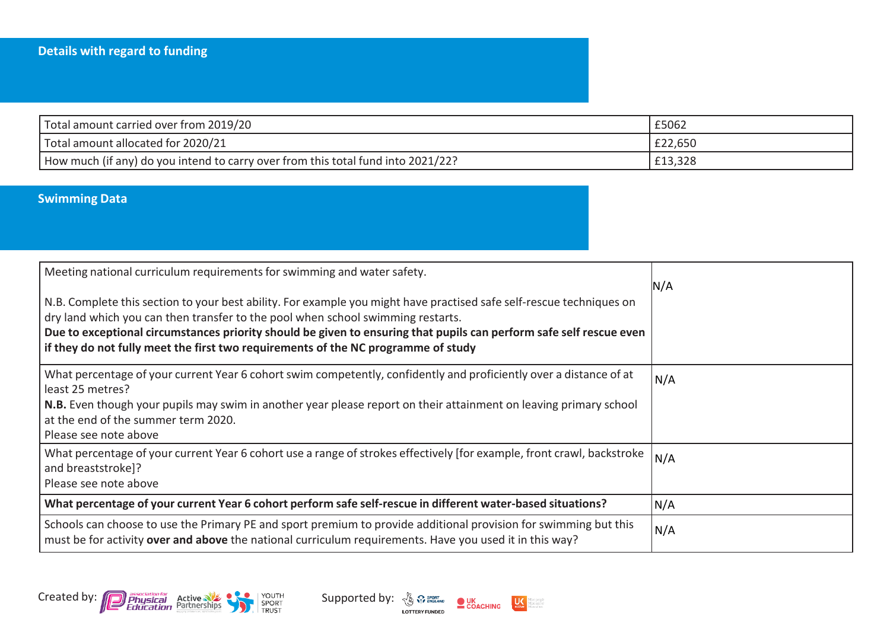## Details with regard to funding

| Total amount carried over from 2019/20 | £5062 |
|---|---|
| Total amount allocated for 2020/21 | £22,650 |
| How much (if any) do you intend to carry over from this total fund into 2021/22? | £13,328 |

## Swimming Data

| Meeting national curriculum requirements for swimming and water safety.<br><br>N.B. Complete this section to your best ability. For example you might have practised safe self-rescue techniques on dry land which you can then transfer to the pool when school swimming restarts.<br>**Due to exceptional circumstances priority should be given to ensuring that pupils can perform safe self rescue even if they do not fully meet the first two requirements of the NC programme of study** | N/A |
|---|---|
| What percentage of your current Year 6 cohort swim competently, confidently and proficiently over a distance of at least 25 metres?<br>**N.B.** Even though your pupils may swim in another year please report on their attainment on leaving primary school at the end of the summer term 2020.<br>Please see note above | N/A |
| What percentage of your current Year 6 cohort use a range of strokes effectively [for example, front crawl, backstroke and breaststroke]?<br>Please see note above | N/A |
| **What percentage of your current Year 6 cohort perform safe self-rescue in different water-based situations?** | N/A |
| Schools can choose to use the Primary PE and sport premium to provide additional provision for swimming but this must be for activity **over and above** the national curriculum requirements. Have you used it in this way? | N/A |

Created by: association for Physical Education, Active Partnerships, Youth Sport Trust

Supported by: Sport England (Lottery Funded), UK Coaching, UK Active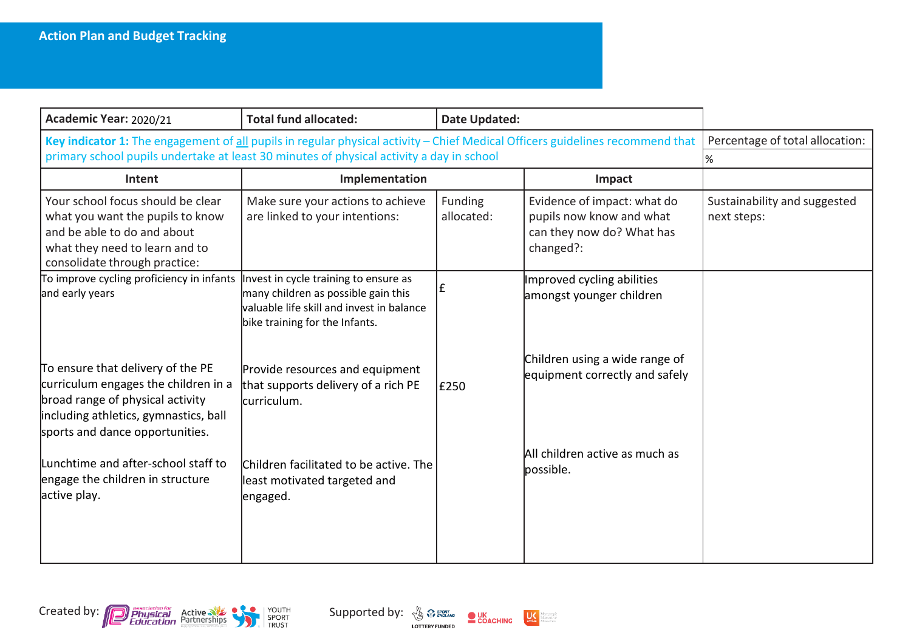## Action Plan and Budget Tracking

| Academic Year: 2020/21 | Total fund allocated: | Date Updated: | | |
|---|---|---|---|---|
| **Key indicator 1:** The engagement of all pupils in regular physical activity – Chief Medical Officers guidelines recommend that primary school pupils undertake at least 30 minutes of physical activity a day in school | | | | Percentage of total allocation: % |
| **Intent** | **Implementation** | | **Impact** | |
| Your school focus should be clear what you want the pupils to know and be able to do and about what they need to learn and to consolidate through practice: | Make sure your actions to achieve are linked to your intentions: | Funding allocated: | Evidence of impact: what do pupils now know and what can they now do? What has changed?: | Sustainability and suggested next steps: |
| To improve cycling proficiency in infants and early years | Invest in cycle training to ensure as many children as possible gain this valuable life skill and invest in balance bike training for the Infants. | £ | Improved cycling abilities amongst younger children | |
| To ensure that delivery of the PE curriculum engages the children in a broad range of physical activity including athletics, gymnastics, ball sports and dance opportunities. | Provide resources and equipment that supports delivery of a rich PE curriculum. | £250 | Children using a wide range of equipment correctly and safely | |
| Lunchtime and after-school staff to engage the children in structure active play. | Children facilitated to be active. The least motivated targeted and engaged. | | All children active as much as possible. | |

Created by: Association for Physical Education, Active Partnerships, Youth Sport Trust

Supported by: Sport England (Lottery Funded), UK Coaching, UK Active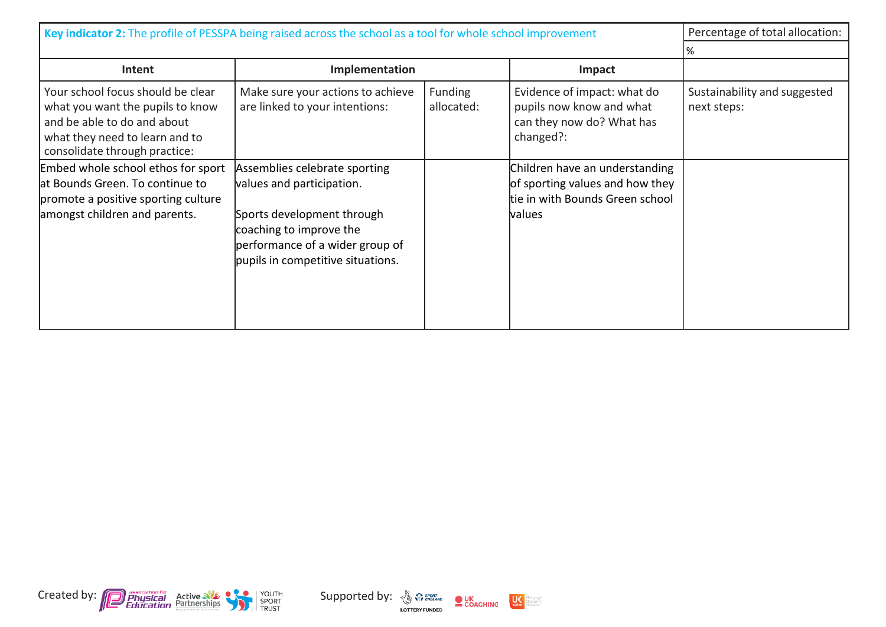| **Key indicator 2:** The profile of PESSPA being raised across the school as a tool for whole school improvement | | | | Percentage of total allocation: |
|---|---|---|---|---|
| | | | | % |
| **Intent** | **Implementation** | | **Impact** | |
| Your school focus should be clear what you want the pupils to know and be able to do and about what they need to learn and to consolidate through practice: | Make sure your actions to achieve are linked to your intentions: | Funding allocated: | Evidence of impact: what do pupils now know and what can they now do? What has changed?: | Sustainability and suggested next steps: |
| Embed whole school ethos for sport at Bounds Green. To continue to promote a positive sporting culture amongst children and parents. | Assemblies celebrate sporting values and participation.<br><br>Sports development through coaching to improve the performance of a wider group of pupils in competitive situations. | | Children have an understanding of sporting values and how they tie in with Bounds Green school values | |

Created by: Association for Physical Education, Active Partnerships, Youth Sport Trust

Supported by: Sport England (Lottery Funded), UK Coaching, UK Active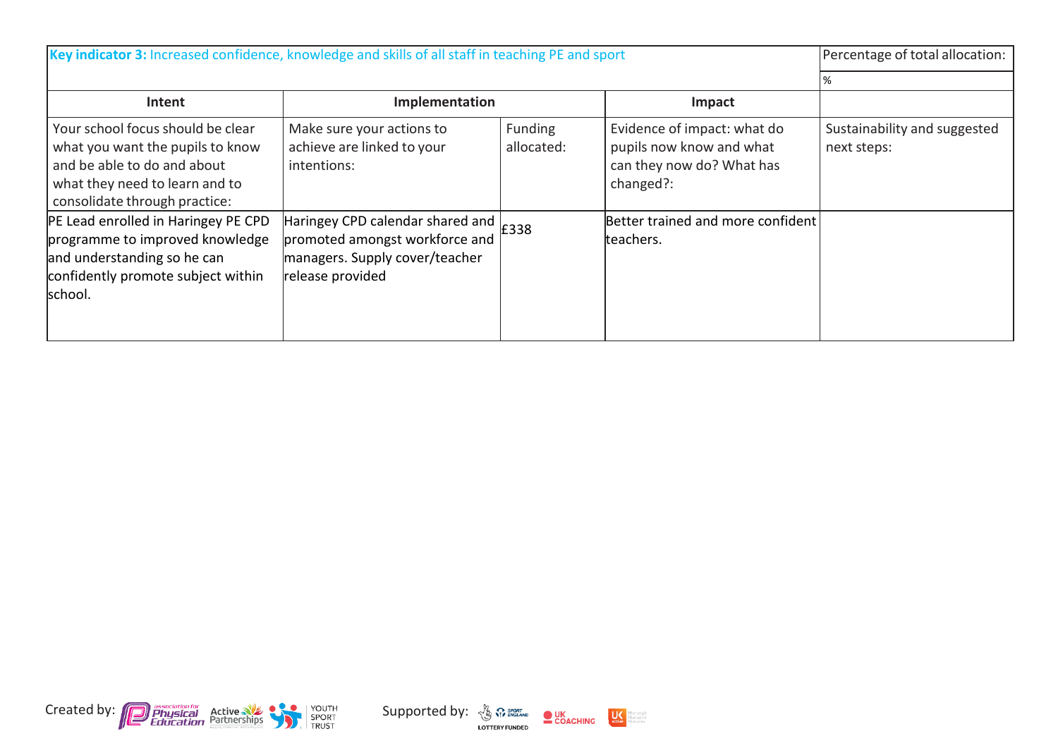| **Key indicator 3:** Increased confidence, knowledge and skills of all staff in teaching PE and sport | | | | Percentage of total allocation: |
|---|---|---|---|---|
| | | | | % |
| Intent | Implementation | | Impact | |
| Your school focus should be clear what you want the pupils to know and be able to do and about what they need to learn and to consolidate through practice: | Make sure your actions to achieve are linked to your intentions: | Funding allocated: | Evidence of impact: what do pupils now know and what can they now do? What has changed?: | Sustainability and suggested next steps: |
| PE Lead enrolled in Haringey PE CPD programme to improved knowledge and understanding so he can confidently promote subject within school. | Haringey CPD calendar shared and promoted amongst workforce and managers. Supply cover/teacher release provided | £338 | Better trained and more confident teachers. | |

Created by: association for Physical Education, Active Partnerships, Youth Sport Trust

Supported by: Sport England, Lottery Funded, UK Coaching, UK Active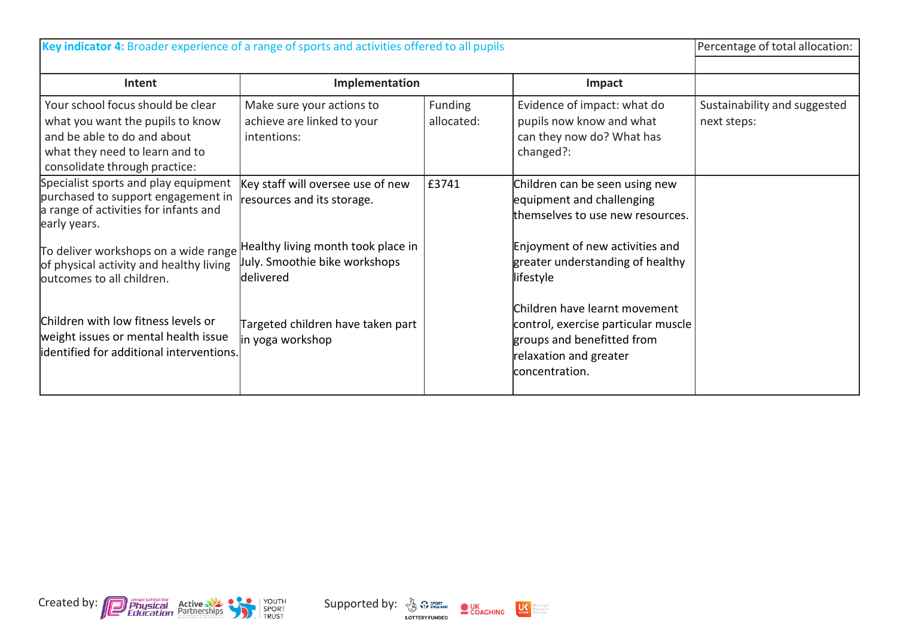| **Key indicator 4:** Broader experience of a range of sports and activities offered to all pupils | | | | Percentage of total allocation: |
|---|---|---|---|---|
| | | | | |
| **Intent** | **Implementation** | | **Impact** | |
| Your school focus should be clear what you want the pupils to know and be able to do and about what they need to learn and to consolidate through practice: | Make sure your actions to achieve are linked to your intentions: | Funding allocated: | Evidence of impact: what do pupils now know and what can they now do? What has changed?: | Sustainability and suggested next steps: |
| Specialist sports and play equipment purchased to support engagement in a range of activities for infants and early years.<br><br>To deliver workshops on a wide range of physical activity and healthy living outcomes to all children.<br><br>Children with low fitness levels or weight issues or mental health issue identified for additional interventions. | Key staff will oversee use of new resources and its storage.<br><br>Healthy living month took place in July. Smoothie bike workshops delivered<br><br>Targeted children have taken part in yoga workshop | £3741 | Children can be seen using new equipment and challenging themselves to use new resources.<br><br>Enjoyment of new activities and greater understanding of healthy lifestyle<br><br>Children have learnt movement control, exercise particular muscle groups and benefitted from relaxation and greater concentration. | |

Created by: Association for Physical Education, Active Partnerships, Youth Sport Trust

Supported by: Sport England (Lottery Funded), UK Coaching, UK Active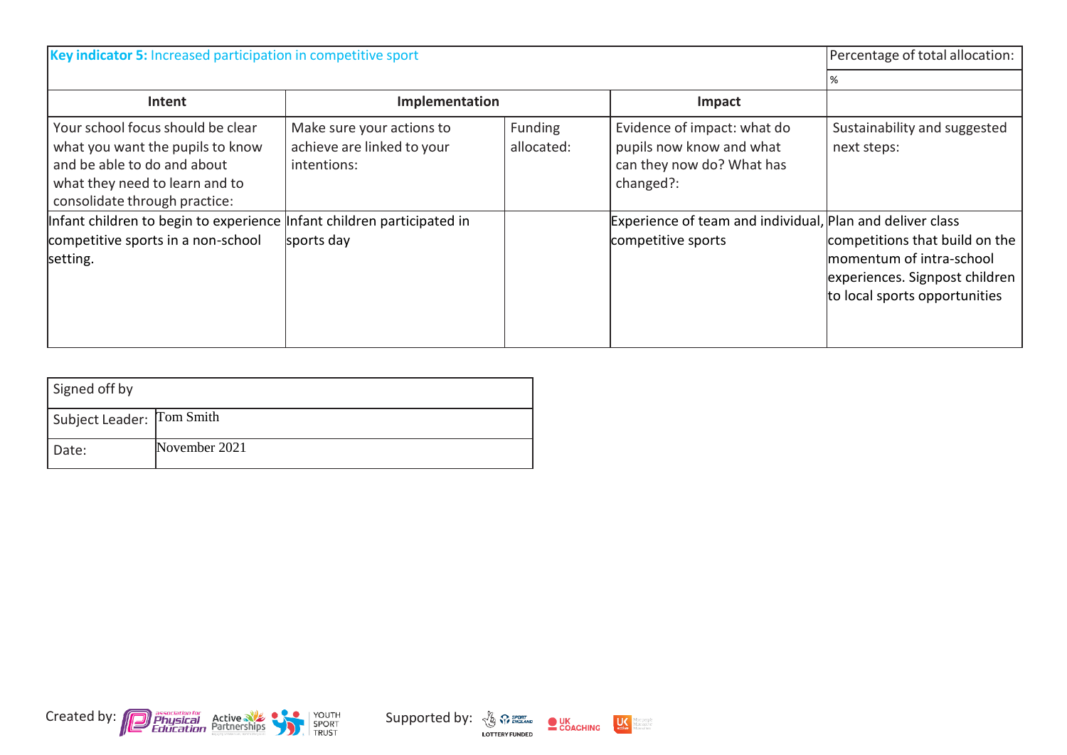| **Key indicator 5:** Increased participation in competitive sport | | | | Percentage of total allocation: |
|---|---|---|---|---|
| | | | | % |
| **Intent** | **Implementation** | | **Impact** | |
| Your school focus should be clear what you want the pupils to know and be able to do and about what they need to learn and to consolidate through practice: | Make sure your actions to achieve are linked to your intentions: | Funding allocated: | Evidence of impact: what do pupils now know and what can they now do? What has changed?: | Sustainability and suggested next steps: |
| Infant children to begin to experience competitive sports in a non-school setting. | Infant children participated in sports day | | Experience of team and individual, competitive sports | Plan and deliver class competitions that build on the momentum of intra-school experiences. Signpost children to local sports opportunities |

| Signed off by | |
|---|---|
| Subject Leader: | Tom Smith |
| Date: | November 2021 |

Created by: association for Physical Education, Active Partnerships, Youth Sport Trust

Supported by: Lottery Funded, Sport England, UK Coaching, UK Active